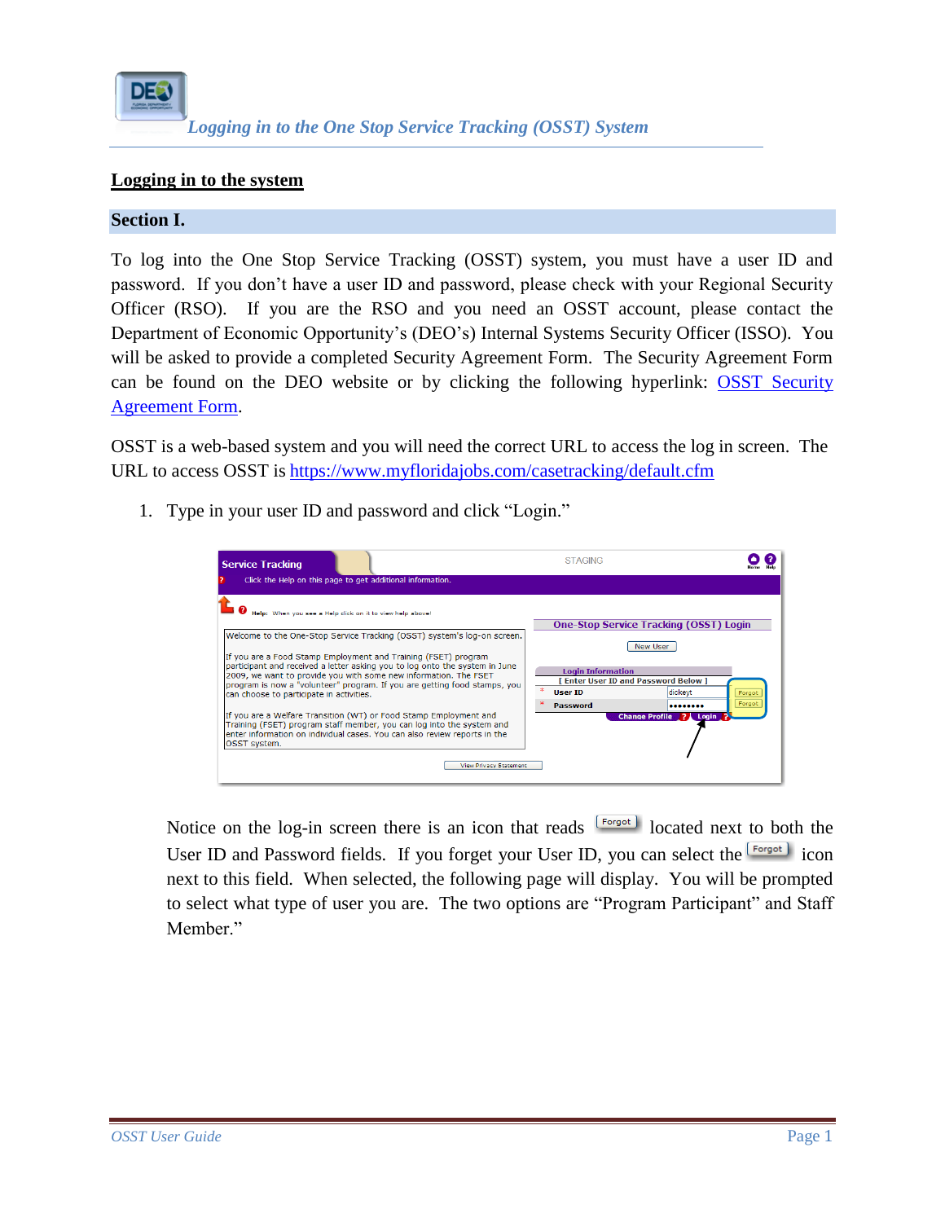*Logging in to the One Stop Service Tracking (OSST) System*

## Logging in to the system

### Section I.

To log into the One Stop Service Tracking (OSST) system, you must have a user ID and password. If you don't have a user ID and password, please check with your Regional Security Officer (RSO). If you are the RSO and you need an OSST account, please contact the Department of Economic Opportunity's (DEO's) Internal Systems Security Officer (ISSO). You will be asked to provide a completed Security Agreement Form. The Security Agreement Form can be found on the DEO website or by clicking the following hyperlink: OSST Security Agreement Form.

OSST is a web-based system and you will need the correct URL to access the log in screen. The URL to access OSST is https://www.myfloridajobs.com/casetracking/default.cfm

1. Type in your user ID and password and click "Login."

   Notice on the log-in screen there is an icon that reads Forgot located next to both the User ID and Password fields. If you forget your User ID, you can select the Forgot icon next to this field. When selected, the following page will display. You will be prompted to select what type of user you are. The two options are "Program Participant" and Staff Member."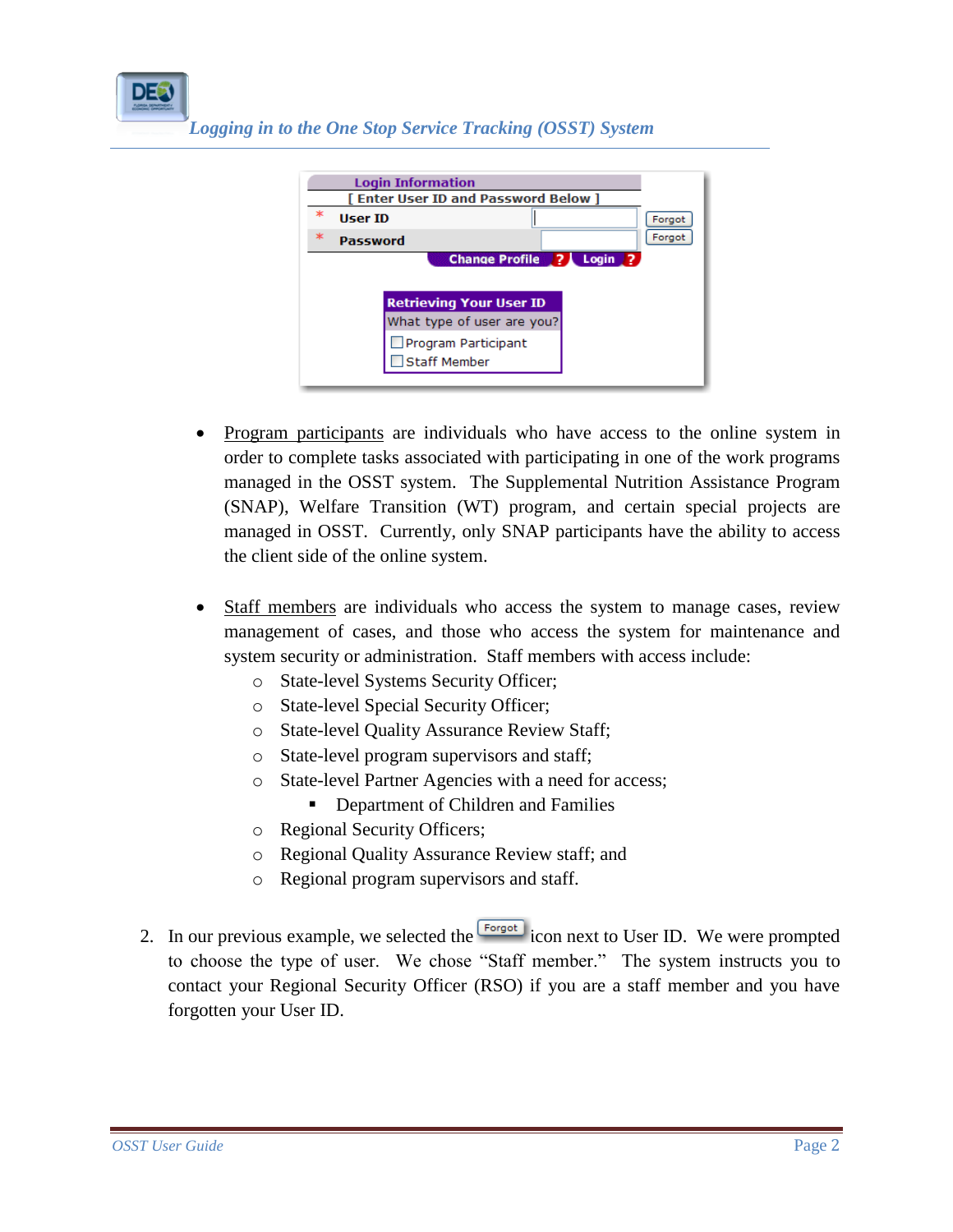- Program participants are individuals who have access to the online system in order to complete tasks associated with participating in one of the work programs managed in the OSST system. The Supplemental Nutrition Assistance Program (SNAP), Welfare Transition (WT) program, and certain special projects are managed in OSST. Currently, only SNAP participants have the ability to access the client side of the online system.

- Staff members are individuals who access the system to manage cases, review management of cases, and those who access the system for maintenance and system security or administration. Staff members with access include:
  - State-level Systems Security Officer;
  - State-level Special Security Officer;
  - State-level Quality Assurance Review Staff;
  - State-level program supervisors and staff;
  - State-level Partner Agencies with a need for access;
    - Department of Children and Families
  - Regional Security Officers;
  - Regional Quality Assurance Review staff; and
  - Regional program supervisors and staff.

2. In our previous example, we selected the Forgot icon next to User ID. We were prompted to choose the type of user. We chose "Staff member." The system instructs you to contact your Regional Security Officer (RSO) if you are a staff member and you have forgotten your User ID.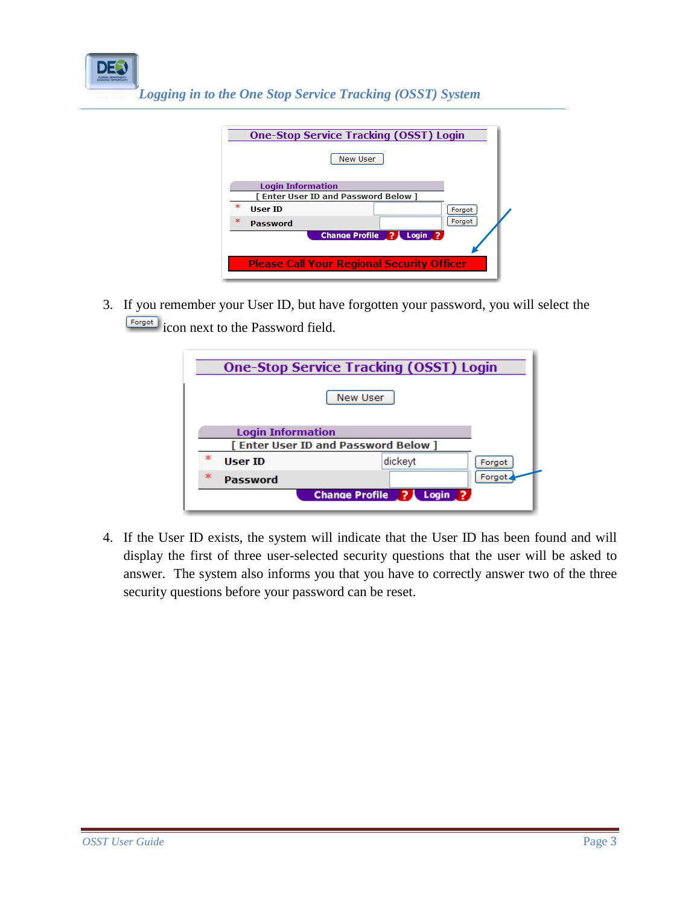3. If you remember your User ID, but have forgotten your password, you will select the Forgot icon next to the Password field.

4. If the User ID exists, the system will indicate that the User ID has been found and will display the first of three user-selected security questions that the user will be asked to answer. The system also informs you that you have to correctly answer two of the three security questions before your password can be reset.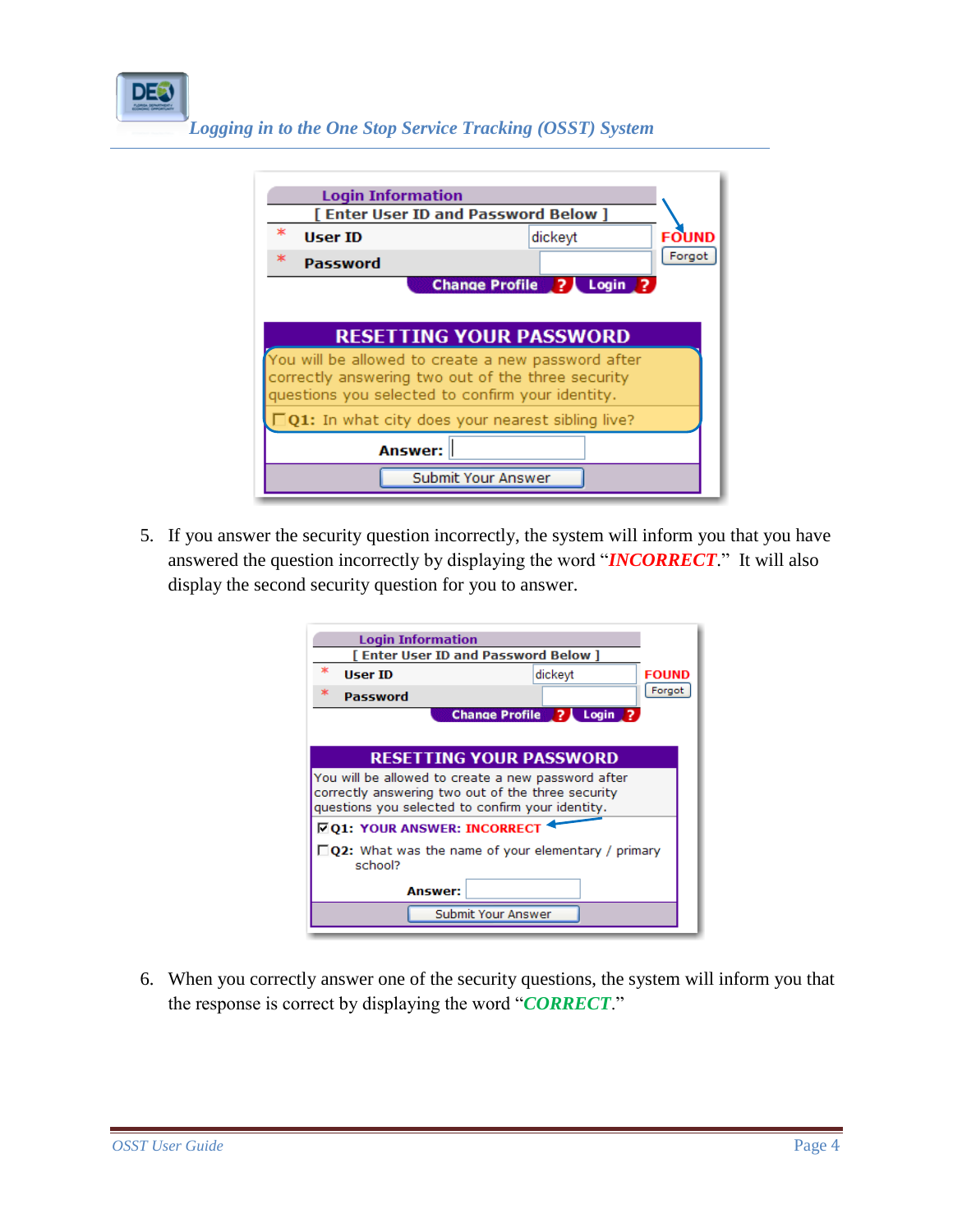5. If you answer the security question incorrectly, the system will inform you that you have answered the question incorrectly by displaying the word "***INCORRECT***." It will also display the second security question for you to answer.

6. When you correctly answer one of the security questions, the system will inform you that the response is correct by displaying the word "***CORRECT***."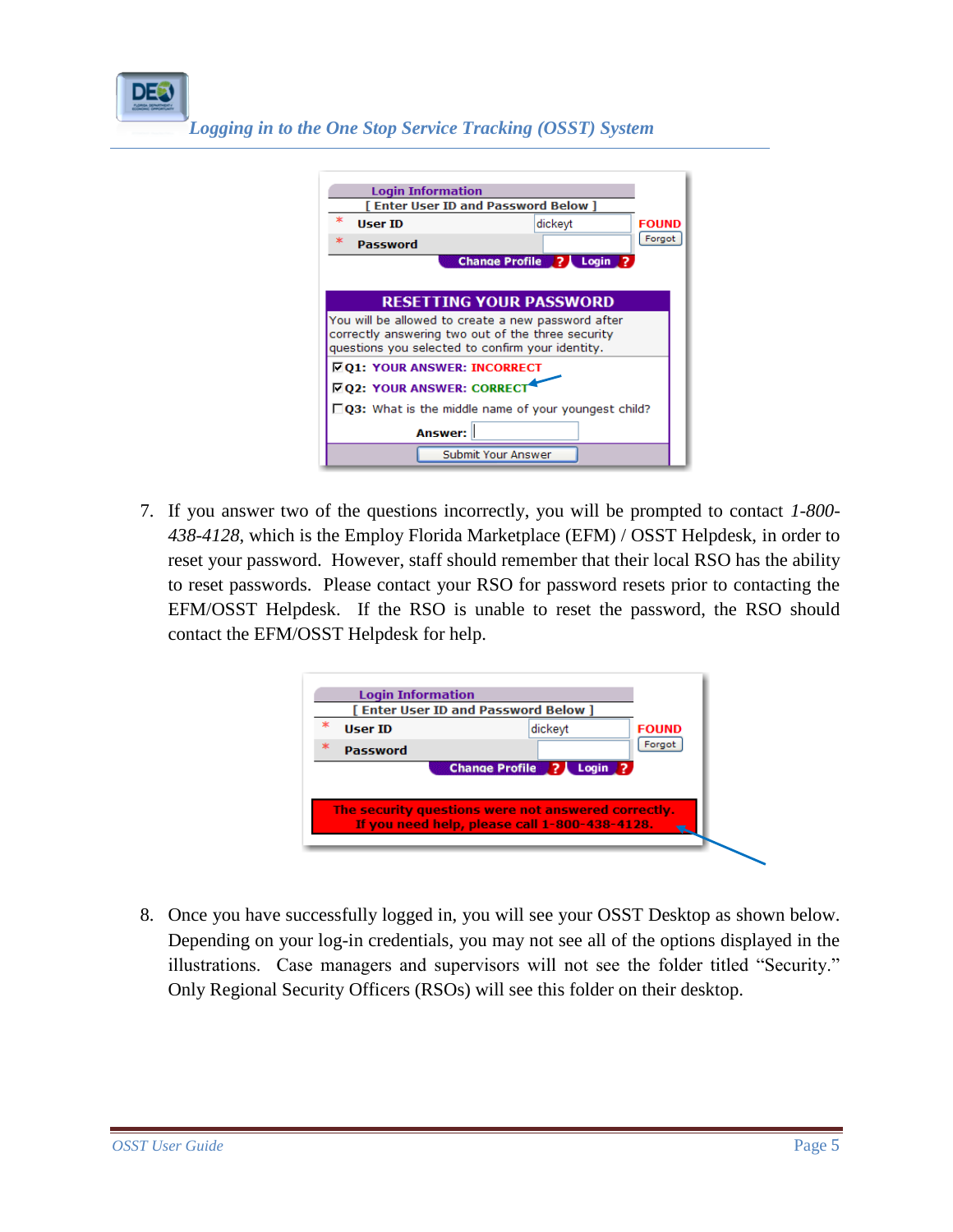7. If you answer two of the questions incorrectly, you will be prompted to contact *1-800-438-4128*, which is the Employ Florida Marketplace (EFM) / OSST Helpdesk, in order to reset your password. However, staff should remember that their local RSO has the ability to reset passwords. Please contact your RSO for password resets prior to contacting the EFM/OSST Helpdesk. If the RSO is unable to reset the password, the RSO should contact the EFM/OSST Helpdesk for help.

8. Once you have successfully logged in, you will see your OSST Desktop as shown below. Depending on your log-in credentials, you may not see all of the options displayed in the illustrations. Case managers and supervisors will not see the folder titled "Security." Only Regional Security Officers (RSOs) will see this folder on their desktop.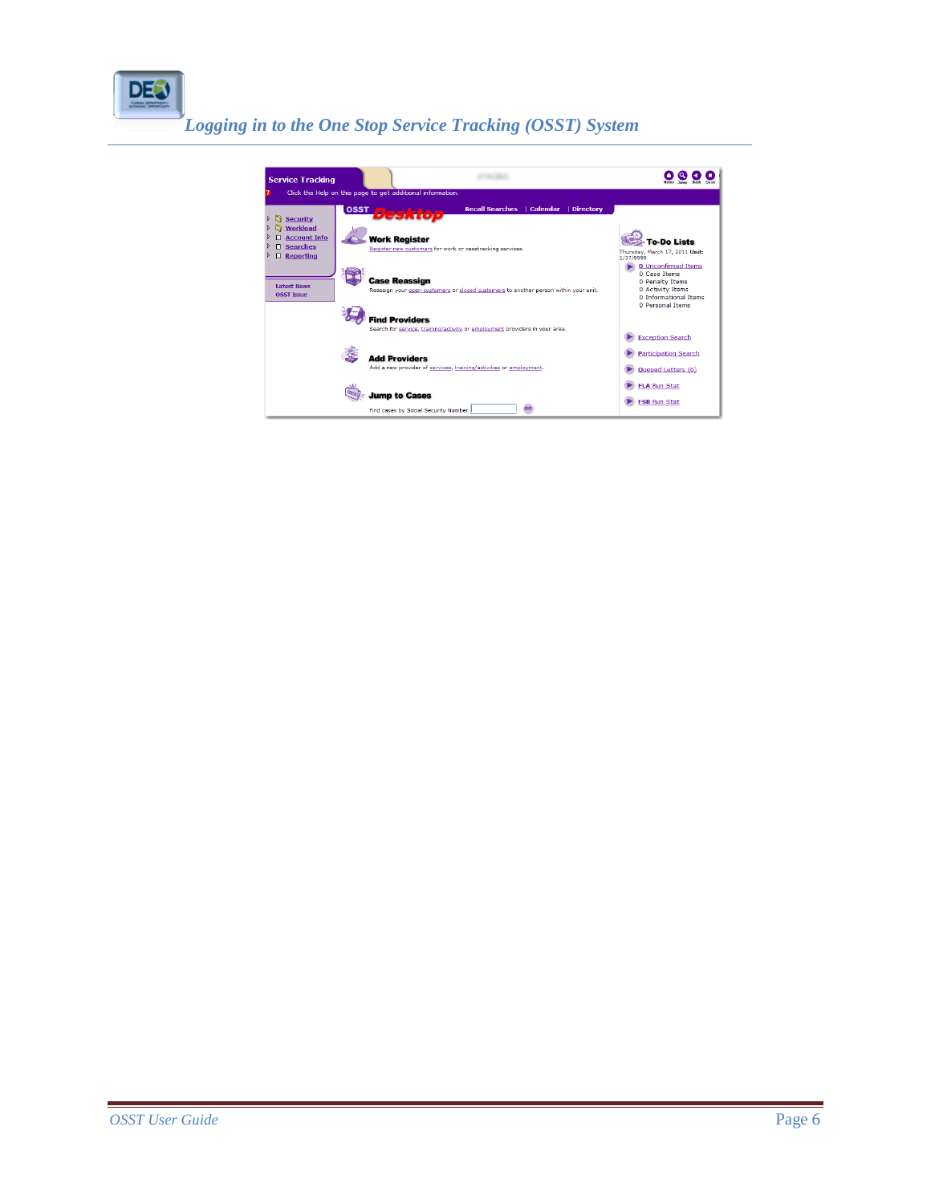# Logging in to the One Stop Service Tracking (OSST) System